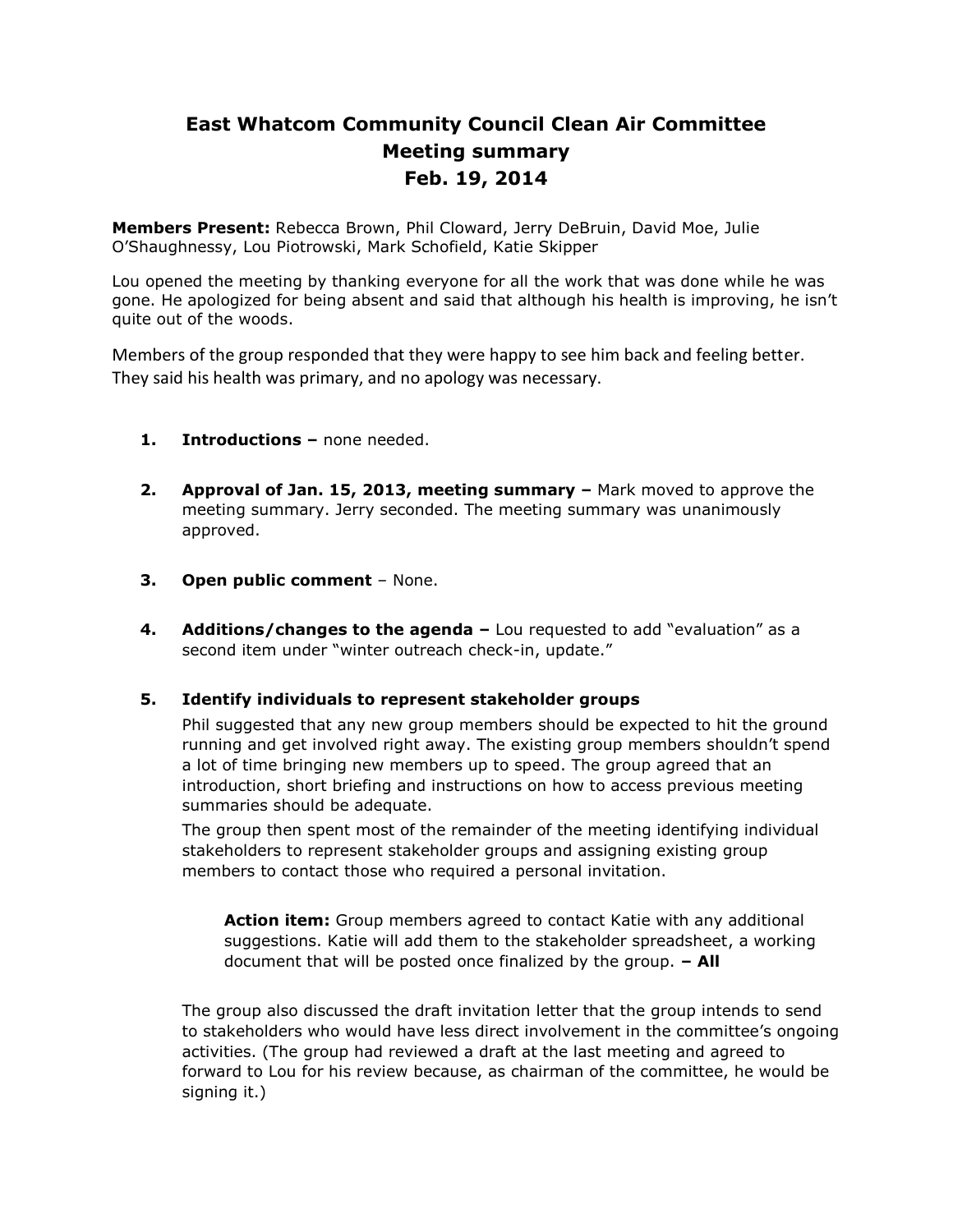# East Whatcom Community Council Clean Air Committee
## Meeting summary
## Feb. 19, 2014

**Members Present:** Rebecca Brown, Phil Cloward, Jerry DeBruin, David Moe, Julie O'Shaughnessy, Lou Piotrowski, Mark Schofield, Katie Skipper

Lou opened the meeting by thanking everyone for all the work that was done while he was gone. He apologized for being absent and said that although his health is improving, he isn't quite out of the woods.

Members of the group responded that they were happy to see him back and feeling better. They said his health was primary, and no apology was necessary.

1. **Introductions –** none needed.

2. **Approval of Jan. 15, 2013, meeting summary –** Mark moved to approve the meeting summary. Jerry seconded. The meeting summary was unanimously approved.

3. **Open public comment** – None.

4. **Additions/changes to the agenda –** Lou requested to add "evaluation" as a second item under "winter outreach check-in, update."

5. **Identify individuals to represent stakeholder groups**

   Phil suggested that any new group members should be expected to hit the ground running and get involved right away. The existing group members shouldn't spend a lot of time bringing new members up to speed. The group agreed that an introduction, short briefing and instructions on how to access previous meeting summaries should be adequate.

   The group then spent most of the remainder of the meeting identifying individual stakeholders to represent stakeholder groups and assigning existing group members to contact those who required a personal invitation.

   > **Action item:** Group members agreed to contact Katie with any additional suggestions. Katie will add them to the stakeholder spreadsheet, a working document that will be posted once finalized by the group. **– All**

   The group also discussed the draft invitation letter that the group intends to send to stakeholders who would have less direct involvement in the committee's ongoing activities. (The group had reviewed a draft at the last meeting and agreed to forward to Lou for his review because, as chairman of the committee, he would be signing it.)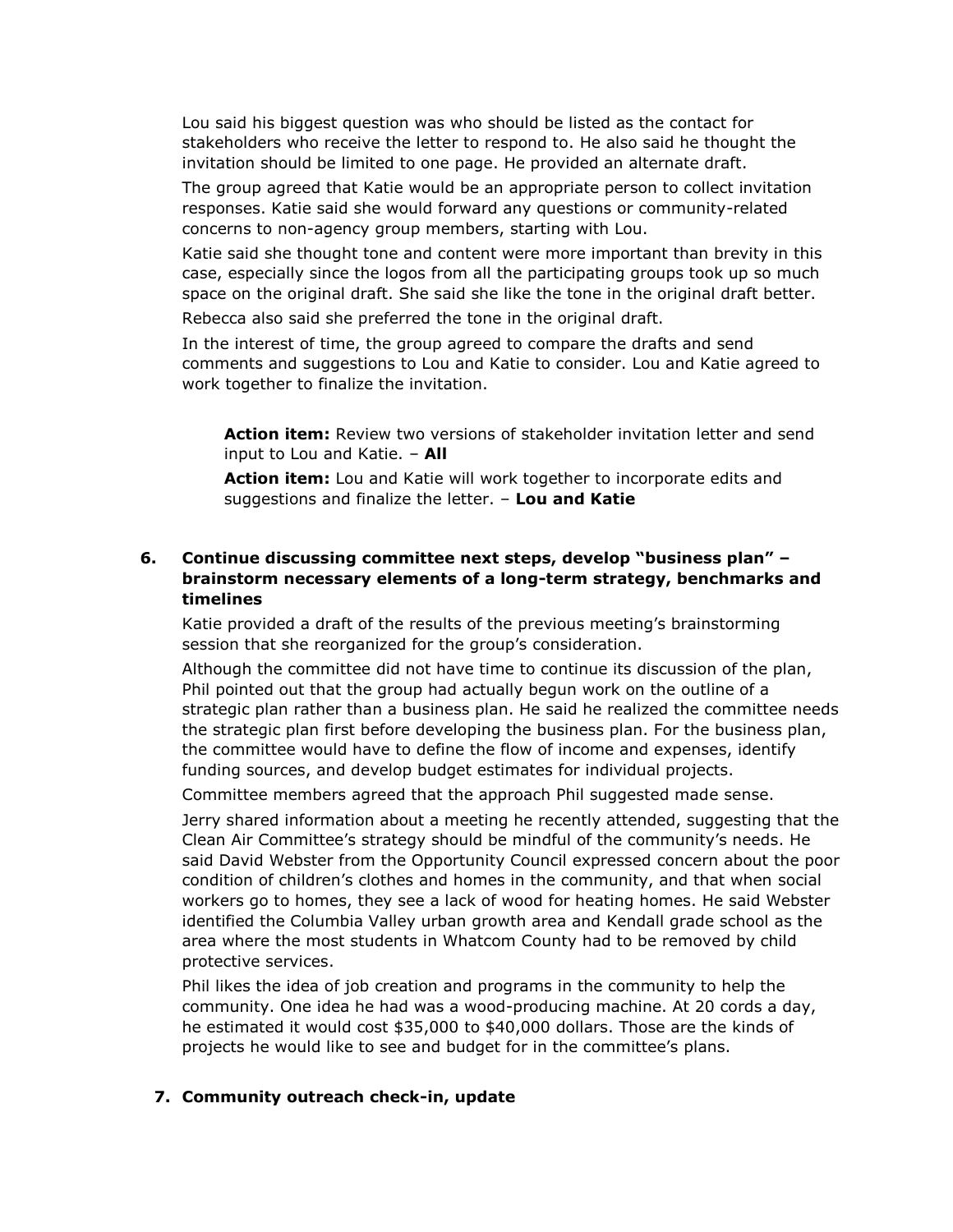Lou said his biggest question was who should be listed as the contact for stakeholders who receive the letter to respond to. He also said he thought the invitation should be limited to one page. He provided an alternate draft.

The group agreed that Katie would be an appropriate person to collect invitation responses. Katie said she would forward any questions or community-related concerns to non-agency group members, starting with Lou.

Katie said she thought tone and content were more important than brevity in this case, especially since the logos from all the participating groups took up so much space on the original draft. She said she like the tone in the original draft better.

Rebecca also said she preferred the tone in the original draft.

In the interest of time, the group agreed to compare the drafts and send comments and suggestions to Lou and Katie to consider. Lou and Katie agreed to work together to finalize the invitation.

> **Action item:** Review two versions of stakeholder invitation letter and send input to Lou and Katie. – **All**
>
> **Action item:** Lou and Katie will work together to incorporate edits and suggestions and finalize the letter. – **Lou and Katie**

**6. Continue discussing committee next steps, develop "business plan" – brainstorm necessary elements of a long-term strategy, benchmarks and timelines**

Katie provided a draft of the results of the previous meeting's brainstorming session that she reorganized for the group's consideration.

Although the committee did not have time to continue its discussion of the plan, Phil pointed out that the group had actually begun work on the outline of a strategic plan rather than a business plan. He said he realized the committee needs the strategic plan first before developing the business plan. For the business plan, the committee would have to define the flow of income and expenses, identify funding sources, and develop budget estimates for individual projects.

Committee members agreed that the approach Phil suggested made sense.

Jerry shared information about a meeting he recently attended, suggesting that the Clean Air Committee's strategy should be mindful of the community's needs. He said David Webster from the Opportunity Council expressed concern about the poor condition of children's clothes and homes in the community, and that when social workers go to homes, they see a lack of wood for heating homes. He said Webster identified the Columbia Valley urban growth area and Kendall grade school as the area where the most students in Whatcom County had to be removed by child protective services.

Phil likes the idea of job creation and programs in the community to help the community. One idea he had was a wood-producing machine. At 20 cords a day, he estimated it would cost $35,000 to $40,000 dollars. Those are the kinds of projects he would like to see and budget for in the committee's plans.

**7. Community outreach check-in, update**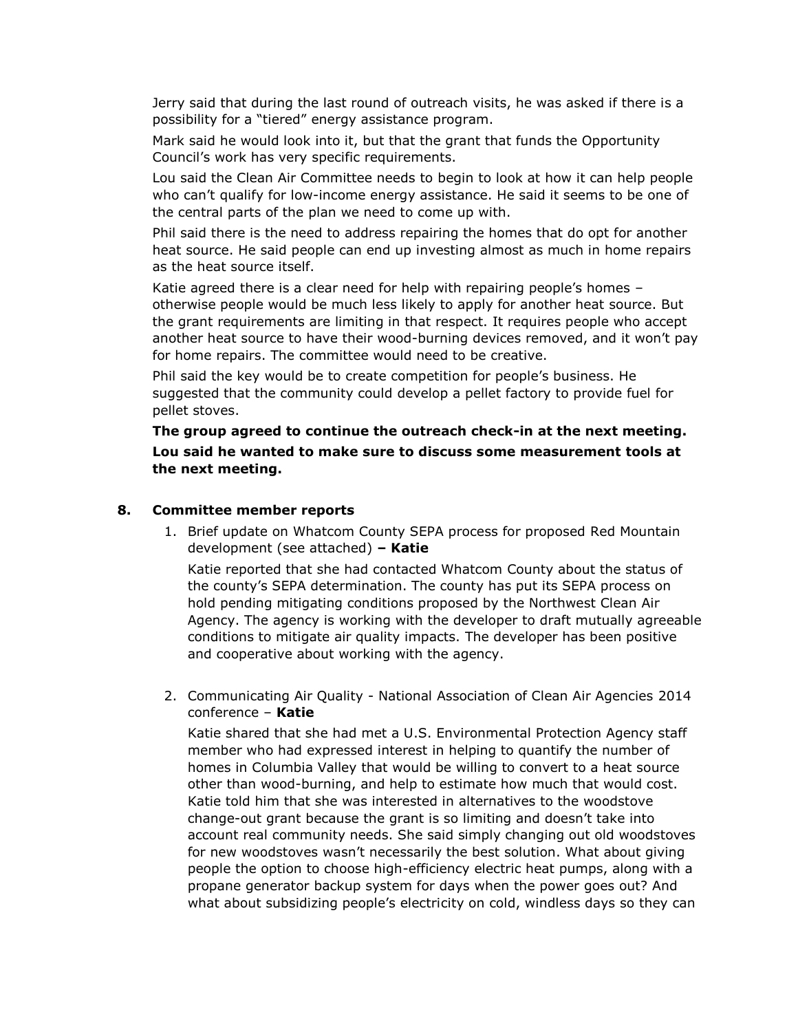Jerry said that during the last round of outreach visits, he was asked if there is a possibility for a "tiered" energy assistance program.

Mark said he would look into it, but that the grant that funds the Opportunity Council's work has very specific requirements.

Lou said the Clean Air Committee needs to begin to look at how it can help people who can't qualify for low-income energy assistance. He said it seems to be one of the central parts of the plan we need to come up with.

Phil said there is the need to address repairing the homes that do opt for another heat source. He said people can end up investing almost as much in home repairs as the heat source itself.

Katie agreed there is a clear need for help with repairing people's homes – otherwise people would be much less likely to apply for another heat source. But the grant requirements are limiting in that respect. It requires people who accept another heat source to have their wood-burning devices removed, and it won't pay for home repairs. The committee would need to be creative.

Phil said the key would be to create competition for people's business. He suggested that the community could develop a pellet factory to provide fuel for pellet stoves.

**The group agreed to continue the outreach check-in at the next meeting.**

**Lou said he wanted to make sure to discuss some measurement tools at the next meeting.**

## 8. Committee member reports

1. Brief update on Whatcom County SEPA process for proposed Red Mountain development (see attached) **– Katie**

   Katie reported that she had contacted Whatcom County about the status of the county's SEPA determination. The county has put its SEPA process on hold pending mitigating conditions proposed by the Northwest Clean Air Agency. The agency is working with the developer to draft mutually agreeable conditions to mitigate air quality impacts. The developer has been positive and cooperative about working with the agency.

2. Communicating Air Quality - National Association of Clean Air Agencies 2014 conference – **Katie**

   Katie shared that she had met a U.S. Environmental Protection Agency staff member who had expressed interest in helping to quantify the number of homes in Columbia Valley that would be willing to convert to a heat source other than wood-burning, and help to estimate how much that would cost. Katie told him that she was interested in alternatives to the woodstove change-out grant because the grant is so limiting and doesn't take into account real community needs. She said simply changing out old woodstoves for new woodstoves wasn't necessarily the best solution. What about giving people the option to choose high-efficiency electric heat pumps, along with a propane generator backup system for days when the power goes out? And what about subsidizing people's electricity on cold, windless days so they can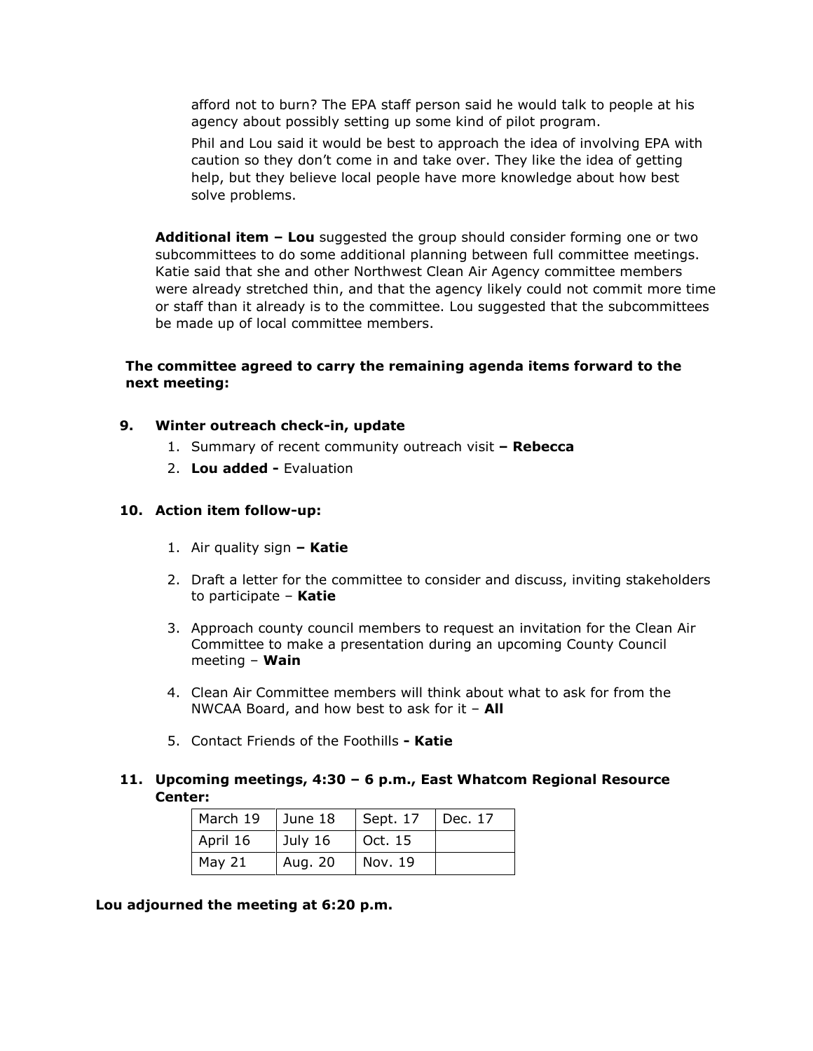afford not to burn? The EPA staff person said he would talk to people at his agency about possibly setting up some kind of pilot program.

Phil and Lou said it would be best to approach the idea of involving EPA with caution so they don't come in and take over. They like the idea of getting help, but they believe local people have more knowledge about how best solve problems.

**Additional item – Lou** suggested the group should consider forming one or two subcommittees to do some additional planning between full committee meetings. Katie said that she and other Northwest Clean Air Agency committee members were already stretched thin, and that the agency likely could not commit more time or staff than it already is to the committee. Lou suggested that the subcommittees be made up of local committee members.

**The committee agreed to carry the remaining agenda items forward to the next meeting:**

**9. Winter outreach check-in, update**

1. Summary of recent community outreach visit **– Rebecca**
2. **Lou added -** Evaluation

**10. Action item follow-up:**

1. Air quality sign **– Katie**
2. Draft a letter for the committee to consider and discuss, inviting stakeholders to participate – **Katie**
3. Approach county council members to request an invitation for the Clean Air Committee to make a presentation during an upcoming County Council meeting – **Wain**
4. Clean Air Committee members will think about what to ask for from the NWCAA Board, and how best to ask for it – **All**
5. Contact Friends of the Foothills **- Katie**

**11. Upcoming meetings, 4:30 – 6 p.m., East Whatcom Regional Resource Center:**

| | | | |
|---|---|---|---|
| March 19 | June 18 | Sept. 17 | Dec. 17 |
| April 16 | July 16 | Oct. 15 | |
| May 21 | Aug. 20 | Nov. 19 | |

**Lou adjourned the meeting at 6:20 p.m.**